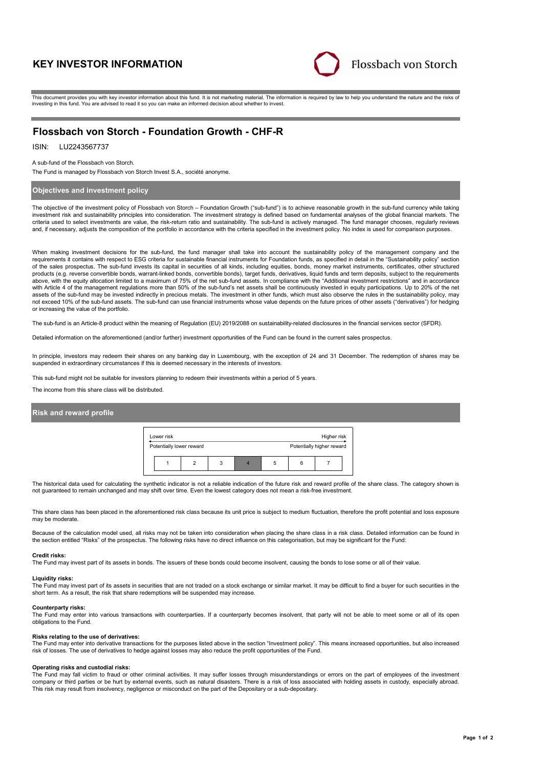# KEY INVESTOR INFORMATION

Flossbach von Storch

This document provides you with key investor information about this fund. It is not marketing material. The information is required by law to help you understand the nature and the risks of investing in this fund. You are advised to read it so you can make an informed decision about whether to invest.

## Flossbach von Storch - Foundation Growth - CHF-R

ISIN: LU2243567737

A sub-fund of the Flossbach von Storch.

The Fund is managed by Flossbach von Storch Invest S.A., société anonyme.

### Objectives and investment policy

The objective of the investment policy of Flossbach von Storch – Foundation Growth ("sub-fund") is to achieve reasonable growth in the sub-fund currency while taking investment risk and sustainability principles into consideration. The investment strategy is defined based on fundamental analyses of the global financial markets. The criteria used to select investments are value, the risk-return ratio and sustainability. The sub-fund is actively managed. The fund manager chooses, regularly reviews and, if necessary, adjusts the composition of the portfolio in accordance with the criteria specified in the investment policy. No index is used for comparison purposes.

When making investment decisions for the sub-fund, the fund manager shall take into account the sustainability policy of the management company and the requirements it contains with respect to ESG criteria for sustainable financial instruments for Foundation funds, as specified in detail in the "Sustainability policy" section of the sales prospectus. The sub-fund invests its capital in securities of all kinds, including equities, bonds, money market instruments, certificates, other structured products (e.g. reverse convertible bonds, warrant-linked bonds, convertible bonds), target funds, derivatives, liquid funds and term deposits, subject to the requirements above, with the equity allocation limited to a maximum of 75% of the net sub-fund assets. In compliance with the "Additional investment restrictions" and in accordance with Article 4 of the management regulations more than 50% of the sub-fund's net assets shall be continuously invested in equity participations. Up to 20% of the net assets of the sub-fund may be invested indirectly in precious metals. The investment in other funds, which must also observe the rules in the sustainability policy, may not exceed 10% of the sub-fund assets. The sub-fund can use financial instruments whose value depends on the future prices of other assets ("derivatives") for hedging or increasing the value of the portfolio.

The sub-fund is an Article-8 product within the meaning of Regulation (EU) 2019/2088 on sustainability-related disclosures in the financial services sector (SFDR).

Detailed information on the aforementioned (and/or further) investment opportunities of the Fund can be found in the current sales prospectus.

In principle, investors may redeem their shares on any banking day in Luxembourg, with the exception of 24 and 31 December. The redemption of shares may be suspended in extraordinary circumstances if this is deemed necessary in the interests of investors.

This sub-fund might not be suitable for investors planning to redeem their investments within a period of 5 years.

The income from this share class will be distributed.

### Risk and reward profile

| Lower risk | | | | | | Higher risk |
|---|---|---|---|---|---|---|
| Potentially lower reward | | | | | | Potentially higher reward |
| 1 | 2 | 3 | **4** | 5 | 6 | 7 |

The historical data used for calculating the synthetic indicator is not a reliable indication of the future risk and reward profile of the share class. The category shown is not guaranteed to remain unchanged and may shift over time. Even the lowest category does not mean a risk-free investment.

This share class has been placed in the aforementioned risk class because its unit price is subject to medium fluctuation, therefore the profit potential and loss exposure may be moderate.

Because of the calculation model used, all risks may not be taken into consideration when placing the share class in a risk class. Detailed information can be found in the section entitled "Risks" of the prospectus. The following risks have no direct influence on this categorisation, but may be significant for the Fund:

**Credit risks:**
The Fund may invest part of its assets in bonds. The issuers of these bonds could become insolvent, causing the bonds to lose some or all of their value.

**Liquidity risks:**
The Fund may invest part of its assets in securities that are not traded on a stock exchange or similar market. It may be difficult to find a buyer for such securities in the short term. As a result, the risk that share redemptions will be suspended may increase.

**Counterparty risks:**
The Fund may enter into various transactions with counterparties. If a counterparty becomes insolvent, that party will not be able to meet some or all of its open obligations to the Fund.

**Risks relating to the use of derivatives:**
The Fund may enter into derivative transactions for the purposes listed above in the section "Investment policy". This means increased opportunities, but also increased risk of losses. The use of derivatives to hedge against losses may also reduce the profit opportunities of the Fund.

**Operating risks and custodial risks:**
The Fund may fall victim to fraud or other criminal activities. It may suffer losses through misunderstandings or errors on the part of employees of the investment company or third parties or be hurt by external events, such as natural disasters. There is a risk of loss associated with holding assets in custody, especially abroad. This risk may result from insolvency, negligence or misconduct on the part of the Depositary or a sub-depositary.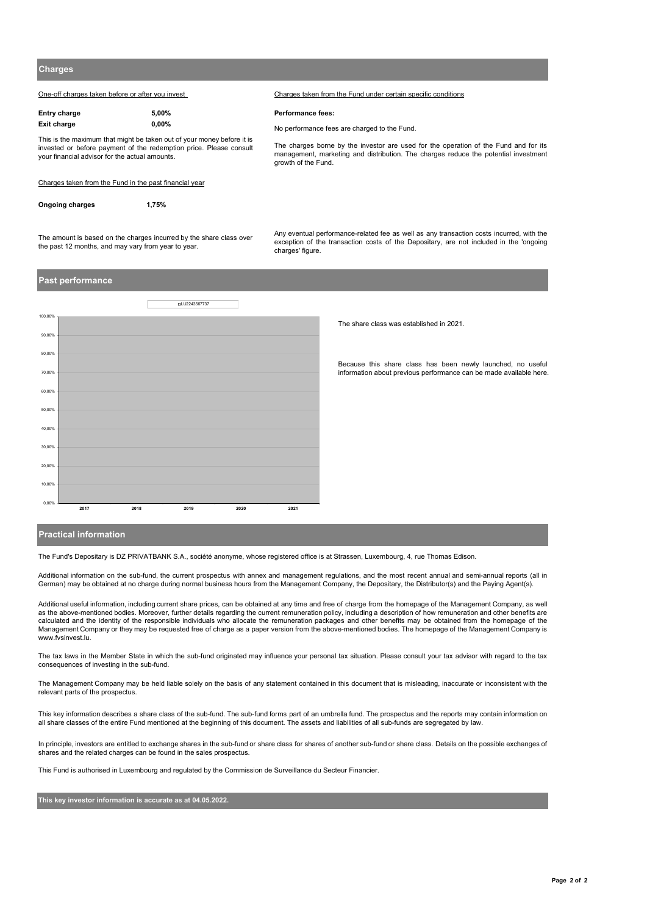## Charges

One-off charges taken before or after you invest

| | |
|---|---|
| **Entry charge** | **5,00%** |
| **Exit charge** | **0,00%** |

This is the maximum that might be taken out of your money before it is invested or before payment of the redemption price. Please consult your financial advisor for the actual amounts.

Charges taken from the Fund in the past financial year

| | |
|---|---|
| **Ongoing charges** | **1,75%** |

The amount is based on the charges incurred by the share class over the past 12 months, and may vary from year to year.

Charges taken from the Fund under certain specific conditions

**Performance fees:**

No performance fees are charged to the Fund.

The charges borne by the investor are used for the operation of the Fund and for its management, marketing and distribution. The charges reduce the potential investment growth of the Fund.

Any eventual performance-related fee as well as any transaction costs incurred, with the exception of the transaction costs of the Depositary, are not included in the 'ongoing charges' figure.

## Past performance

LU2243567737

100,00%
90,00%
80,00%
70,00%
60,00%
50,00%
40,00%
30,00%
20,00%
10,00%
0,00%

2017
2018
2019
2020
2021

The share class was established in 2021.

Because this share class has been newly launched, no useful information about previous performance can be made available here.

## Practical information

The Fund's Depositary is DZ PRIVATBANK S.A., société anonyme, whose registered office is at Strassen, Luxembourg, 4, rue Thomas Edison.

Additional information on the sub-fund, the current prospectus with annex and management regulations, and the most recent annual and semi-annual reports (all in German) may be obtained at no charge during normal business hours from the Management Company, the Depositary, the Distributor(s) and the Paying Agent(s).

Additional useful information, including current share prices, can be obtained at any time and free of charge from the homepage of the Management Company, as well as the above-mentioned bodies. Moreover, further details regarding the current remuneration policy, including a description of how remuneration and other benefits are calculated and the identity of the responsible individuals who allocate the remuneration packages and other benefits may be obtained from the homepage of the Management Company or they may be requested free of charge as a paper version from the above-mentioned bodies. The homepage of the Management Company is www.fvsinvest.lu.

The tax laws in the Member State in which the sub-fund originated may influence your personal tax situation. Please consult your tax advisor with regard to the tax consequences of investing in the sub-fund.

The Management Company may be held liable solely on the basis of any statement contained in this document that is misleading, inaccurate or inconsistent with the relevant parts of the prospectus.

This key information describes a share class of the sub-fund. The sub-fund forms part of an umbrella fund. The prospectus and the reports may contain information on all share classes of the entire Fund mentioned at the beginning of this document. The assets and liabilities of all sub-funds are segregated by law.

In principle, investors are entitled to exchange shares in the sub-fund or share class for shares of another sub-fund or share class. Details on the possible exchanges of shares and the related charges can be found in the sales prospectus.

This Fund is authorised in Luxembourg and regulated by the Commission de Surveillance du Secteur Financier.

**This key investor information is accurate as at 04.05.2022.**